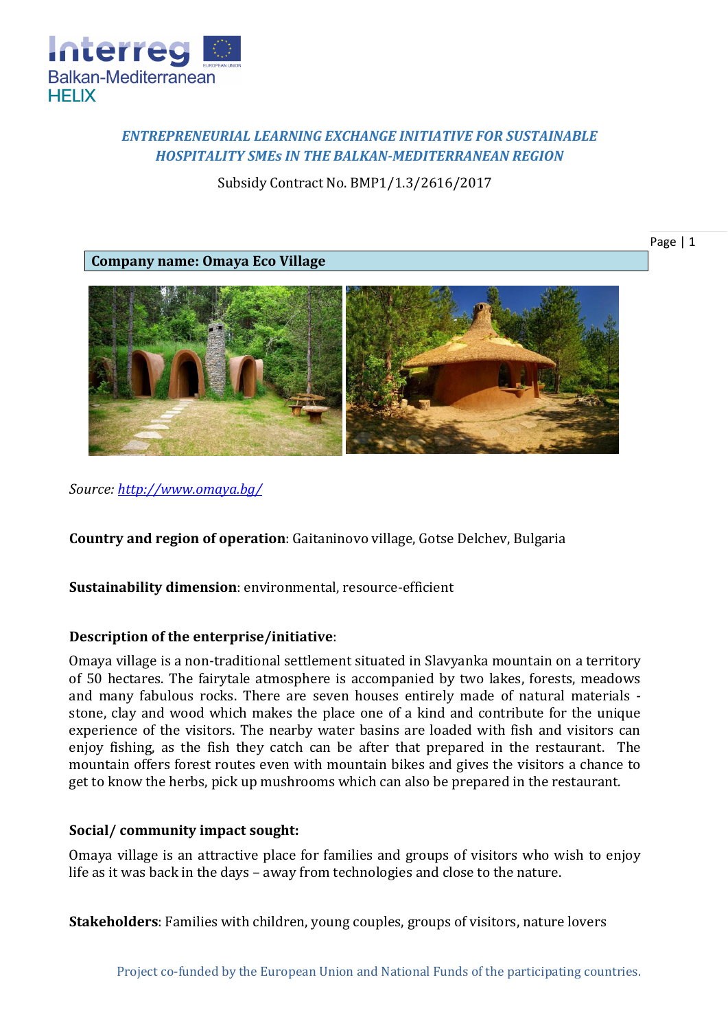*ENTREPRENEURIAL LEARNING EXCHANGE INITIATIVE FOR SUSTAINABLE HOSPITALITY SMEs IN THE BALKAN-MEDITERRANEAN REGION*

Subsidy Contract No. BMP1/1.3/2616/2017

**Company name: Omaya Eco Village**

*Source: http://www.omaya.bg/*

**Country and region of operation**: Gaitaninovo village, Gotse Delchev, Bulgaria

**Sustainability dimension**: environmental, resource-efficient

**Description of the enterprise/initiative**:

Omaya village is a non-traditional settlement situated in Slavyanka mountain on a territory of 50 hectares. The fairytale atmosphere is accompanied by two lakes, forests, meadows and many fabulous rocks. There are seven houses entirely made of natural materials - stone, clay and wood which makes the place one of a kind and contribute for the unique experience of the visitors. The nearby water basins are loaded with fish and visitors can enjoy fishing, as the fish they catch can be after that prepared in the restaurant. The mountain offers forest routes even with mountain bikes and gives the visitors a chance to get to know the herbs, pick up mushrooms which can also be prepared in the restaurant.

**Social/ community impact sought:**

Omaya village is an attractive place for families and groups of visitors who wish to enjoy life as it was back in the days – away from technologies and close to the nature.

**Stakeholders**: Families with children, young couples, groups of visitors, nature lovers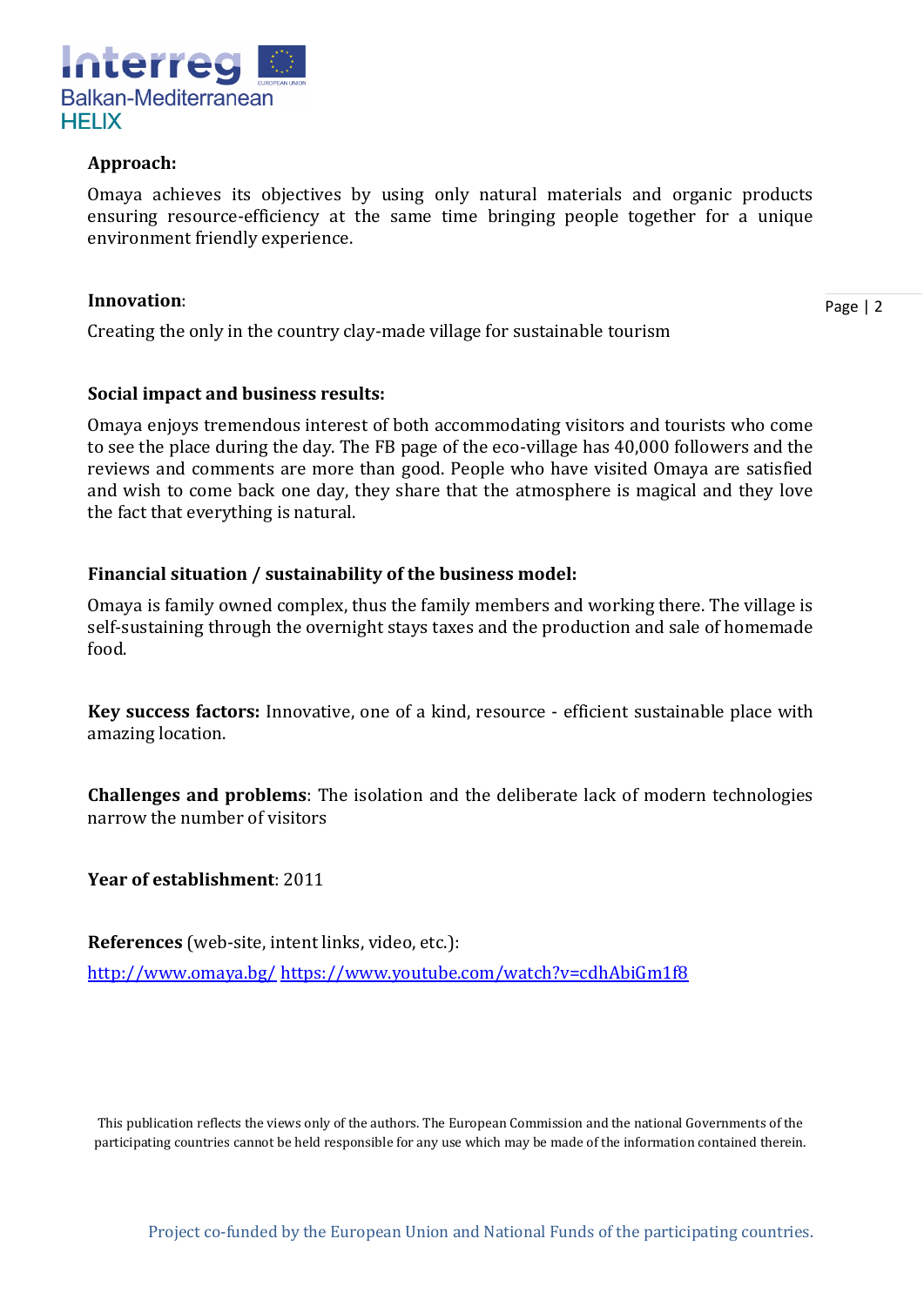**Approach:**

Omaya achieves its objectives by using only natural materials and organic products ensuring resource-efficiency at the same time bringing people together for a unique environment friendly experience.

**Innovation**:

Creating the only in the country clay-made village for sustainable tourism

**Social impact and business results:**

Omaya enjoys tremendous interest of both accommodating visitors and tourists who come to see the place during the day. The FB page of the eco-village has 40,000 followers and the reviews and comments are more than good. People who have visited Omaya are satisfied and wish to come back one day, they share that the atmosphere is magical and they love the fact that everything is natural.

**Financial situation / sustainability of the business model:**

Omaya is family owned complex, thus the family members and working there. The village is self-sustaining through the overnight stays taxes and the production and sale of homemade food.

**Key success factors:** Innovative, one of a kind, resource - efficient sustainable place with amazing location.

**Challenges and problems**: The isolation and the deliberate lack of modern technologies narrow the number of visitors

**Year of establishment**: 2011

**References** (web-site, intent links, video, etc.):

http://www.omaya.bg/ https://www.youtube.com/watch?v=cdhAbiGm1f8

This publication reflects the views only of the authors. The European Commission and the national Governments of the participating countries cannot be held responsible for any use which may be made of the information contained therein.

Project co-funded by the European Union and National Funds of the participating countries.